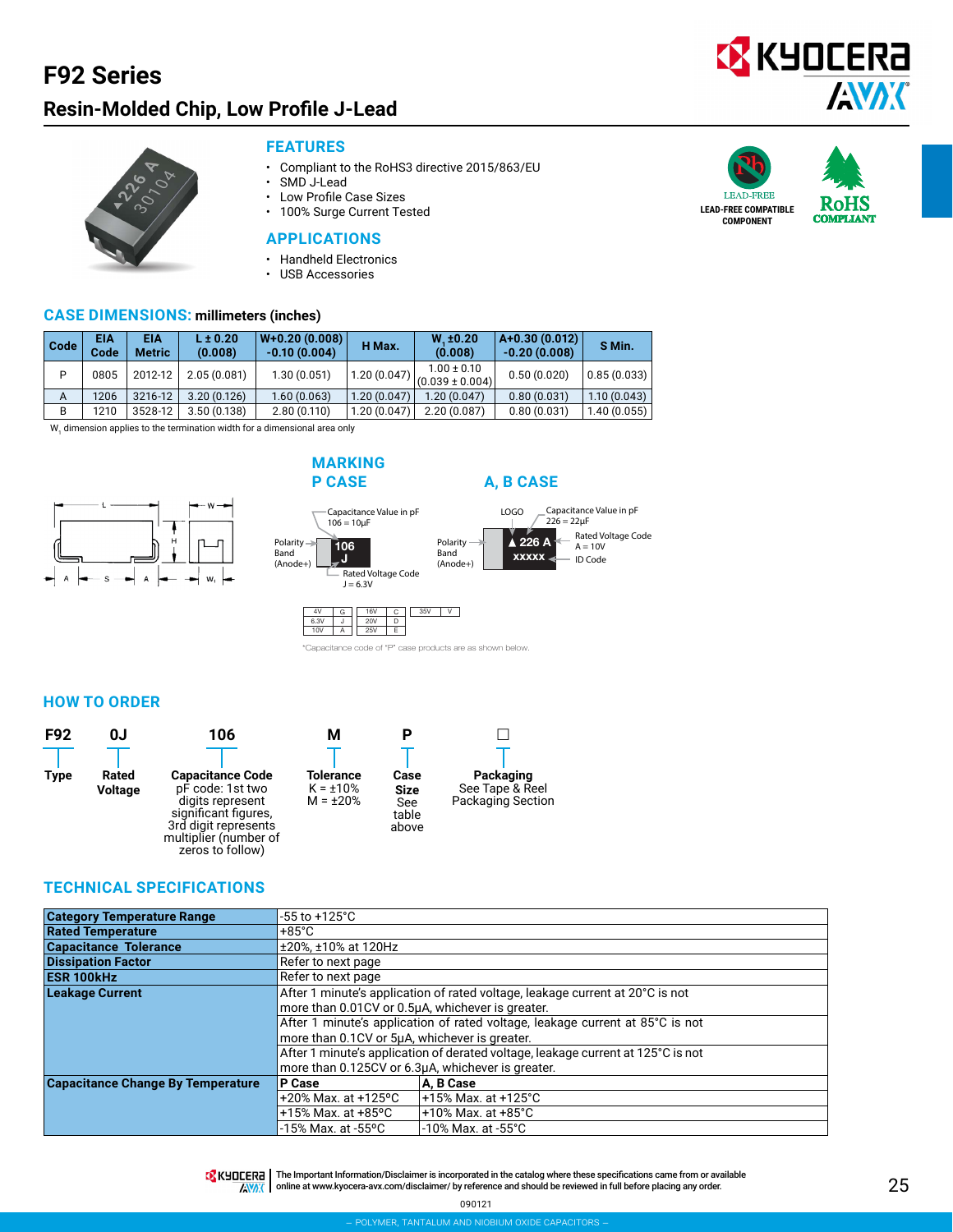# F92 Series

## Resin-Molded Chip, Low Profile J-Lead

### FEATURES

- Compliant to the RoHS3 directive 2015/863/EU
- SMD J-Lead
- Low Profile Case Sizes
- 100% Surge Current Tested

### APPLICATIONS

- Handheld Electronics
- USB Accessories

LEAD-FREE COMPATIBLE COMPONENT

RoHS COMPLIANT

### CASE DIMENSIONS: millimeters (inches)

| Code | EIA Code | EIA Metric | L ± 0.20 (0.008) | W+0.20 (0.008) -0.10 (0.004) | H Max. | $W_1$ ±0.20 (0.008) | A+0.30 (0.012) -0.20 (0.008) | S Min. |
|---|---|---|---|---|---|---|---|---|
| P | 0805 | 2012-12 | 2.05 (0.081) | 1.30 (0.051) | 1.20 (0.047) | 1.00 ± 0.10 (0.039 ± 0.004) | 0.50 (0.020) | 0.85 (0.033) |
| A | 1206 | 3216-12 | 3.20 (0.126) | 1.60 (0.063) | 1.20 (0.047) | 1.20 (0.047) | 0.80 (0.031) | 1.10 (0.043) |
| B | 1210 | 3528-12 | 3.50 (0.138) | 2.80 (0.110) | 1.20 (0.047) | 2.20 (0.087) | 0.80 (0.031) | 1.40 (0.055) |

$W_1$ dimension applies to the termination width for a dimensional area only

### MARKING

**P CASE**

- Capacitance Value in pF: 106 = 10µF
- Polarity Band (Anode+)
- Rated Voltage Code: J = 6.3V

**A, B CASE**

- LOGO
- Capacitance Value in pF: 226 = 22µF
- Rated Voltage Code: A = 10V
- ID Code
- Polarity Band (Anode+)

| 4V | G | 16V | C | 35V | V |
|---|---|---|---|---|---|
| 6.3V | J | 20V | D | | |
| 10V | A | 25V | E | | |

*Capacitance code of "P" case products are as shown below.

### HOW TO ORDER

| F92 | 0J | 106 | M | P | □ |
|---|---|---|---|---|---|
| Type | Rated Voltage | Capacitance Code pF code: 1st two digits represent significant figures, 3rd digit represents multiplier (number of zeros to follow) | Tolerance K = ±10% M = ±20% | Case Size See table above | Packaging See Tape & Reel Packaging Section |

### TECHNICAL SPECIFICATIONS

| | | |
|---|---|---|
| **Category Temperature Range** | -55 to +125°C | |
| **Rated Temperature** | +85°C | |
| **Capacitance Tolerance** | ±20%, ±10% at 120Hz | |
| **Dissipation Factor** | Refer to next page | |
| **ESR 100kHz** | Refer to next page | |
| **Leakage Current** | After 1 minute's application of rated voltage, leakage current at 20°C is not more than 0.01CV or 0.5µA, whichever is greater. | |
| | After 1 minute's application of rated voltage, leakage current at 85°C is not more than 0.1CV or 5µA, whichever is greater. | |
| | After 1 minute's application of derated voltage, leakage current at 125°C is not more than 0.125CV or 6.3µA, whichever is greater. | |
| **Capacitance Change By Temperature** | **P Case** | **A, B Case** |
| | +20% Max. at +125°C | +15% Max. at +125°C |
| | +15% Max. at +85°C | +10% Max. at +85°C |
| | -15% Max. at -55°C | -10% Max. at -55°C |

The Important Information/Disclaimer is incorporated in the catalog where these specifications came from or available online at www.kyocera-avx.com/disclaimer/ by reference and should be reviewed in full before placing any order.

090121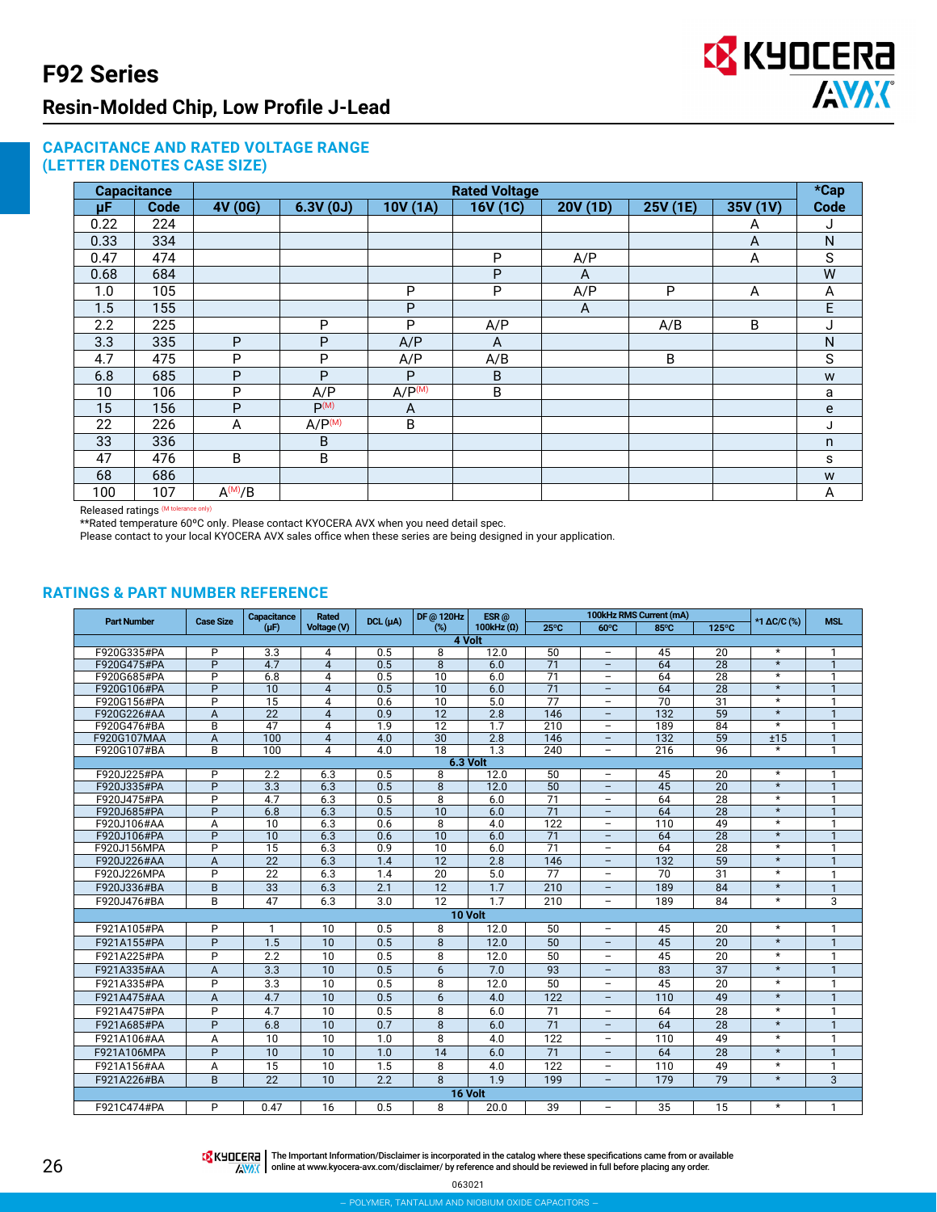# F92 Series

## Resin-Molded Chip, Low Profile J-Lead

### CAPACITANCE AND RATED VOLTAGE RANGE (LETTER DENOTES CASE SIZE)

| Capacitance | | Rated Voltage | | | | | | | *Cap |
|---|---|---|---|---|---|---|---|---|---|
| µF | Code | 4V (0G) | 6.3V (0J) | 10V (1A) | 16V (1C) | 20V (1D) | 25V (1E) | 35V (1V) | Code |
| 0.22 | 224 | | | | | | | A | J |
| 0.33 | 334 | | | | | | | A | N |
| 0.47 | 474 | | | | P | A/P | | A | S |
| 0.68 | 684 | | | | P | A | | | W |
| 1.0 | 105 | | | P | P | A/P | P | A | A |
| 1.5 | 155 | | | P | | A | | | E |
| 2.2 | 225 | | P | P | A/P | | A/B | B | J |
| 3.3 | 335 | P | P | A/P | A | | | | N |
| 4.7 | 475 | P | P | A/P | A/B | | B | | S |
| 6.8 | 685 | P | P | P | B | | | | w |
| 10 | 106 | P | A/P | A/P(M) | B | | | | a |
| 15 | 156 | P | P(M) | A | | | | | e |
| 22 | 226 | A | A/P(M) | B | | | | | J |
| 33 | 336 | | B | | | | | | n |
| 47 | 476 | B | B | | | | | | s |
| 68 | 686 | | | | | | | | w |
| 100 | 107 | A(M)/B | | | | | | | A |

Released ratings (M tolerance only)

**Rated temperature 60ºC only. Please contact KYOCERA AVX when you need detail spec.

Please contact to your local KYOCERA AVX sales office when these series are being designed in your application.

### RATINGS & PART NUMBER REFERENCE

| Part Number | Case Size | Capacitance (µF) | Rated Voltage (V) | DCL (µA) | DF @ 120Hz (%) | ESR @ 100kHz (Ω) | 100kHz RMS Current (mA) | | | | *1 ΔC/C (%) | MSL |
|---|---|---|---|---|---|---|---|---|---|---|---|---|
| | | | | | | | 25ºC | 60ºC | 85ºC | 125ºC | | |
| **4 Volt** | | | | | | | | | | | | |
| F920G335#PA | P | 3.3 | 4 | 0.5 | 8 | 12.0 | 50 | – | 45 | 20 | * | 1 |
| F920G475#PA | P | 4.7 | 4 | 0.5 | 8 | 6.0 | 71 | – | 64 | 28 | * | 1 |
| F920G685#PA | P | 6.8 | 4 | 0.5 | 10 | 6.0 | 71 | – | 64 | 28 | * | 1 |
| F920G106#PA | P | 10 | 4 | 0.5 | 10 | 6.0 | 71 | – | 64 | 28 | * | 1 |
| F920G156#PA | P | 15 | 4 | 0.6 | 10 | 5.0 | 77 | – | 70 | 31 | * | 1 |
| F920G226#AA | A | 22 | 4 | 0.9 | 12 | 2.8 | 146 | – | 132 | 59 | * | 1 |
| F920G476#BA | B | 47 | 4 | 1.9 | 12 | 1.7 | 210 | – | 189 | 84 | * | 1 |
| F920G107MAA | A | 100 | 4 | 4.0 | 30 | 2.8 | 146 | – | 132 | 59 | ±15 | 1 |
| F920G107#BA | B | 100 | 4 | 4.0 | 18 | 1.3 | 240 | – | 216 | 96 | * | 1 |
| **6.3 Volt** | | | | | | | | | | | | |
| F920J225#PA | P | 2.2 | 6.3 | 0.5 | 8 | 12.0 | 50 | – | 45 | 20 | * | 1 |
| F920J335#PA | P | 3.3 | 6.3 | 0.5 | 8 | 12.0 | 50 | – | 45 | 20 | * | 1 |
| F920J475#PA | P | 4.7 | 6.3 | 0.5 | 8 | 6.0 | 71 | – | 64 | 28 | * | 1 |
| F920J685#PA | P | 6.8 | 6.3 | 0.5 | 10 | 6.0 | 71 | – | 64 | 28 | * | 1 |
| F920J106#AA | A | 10 | 6.3 | 0.6 | 8 | 4.0 | 122 | – | 110 | 49 | * | 1 |
| F920J106#PA | P | 10 | 6.3 | 0.6 | 10 | 6.0 | 71 | – | 64 | 28 | * | 1 |
| F920J156MPA | P | 15 | 6.3 | 0.9 | 10 | 6.0 | 71 | – | 64 | 28 | * | 1 |
| F920J226#AA | A | 22 | 6.3 | 1.4 | 12 | 2.8 | 146 | – | 132 | 59 | * | 1 |
| F920J226MPA | P | 22 | 6.3 | 1.4 | 20 | 5.0 | 77 | – | 70 | 31 | * | 1 |
| F920J336#BA | B | 33 | 6.3 | 2.1 | 12 | 1.7 | 210 | – | 189 | 84 | * | 1 |
| F920J476#BA | B | 47 | 6.3 | 3.0 | 12 | 1.7 | 210 | – | 189 | 84 | * | 3 |
| **10 Volt** | | | | | | | | | | | | |
| F921A105#PA | P | 1 | 10 | 0.5 | 8 | 12.0 | 50 | – | 45 | 20 | * | 1 |
| F921A155#PA | P | 1.5 | 10 | 0.5 | 8 | 12.0 | 50 | – | 45 | 20 | * | 1 |
| F921A225#PA | P | 2.2 | 10 | 0.5 | 8 | 12.0 | 50 | – | 45 | 20 | * | 1 |
| F921A335#AA | A | 3.3 | 10 | 0.5 | 6 | 7.0 | 93 | – | 83 | 37 | * | 1 |
| F921A335#PA | P | 3.3 | 10 | 0.5 | 8 | 12.0 | 50 | – | 45 | 20 | * | 1 |
| F921A475#AA | A | 4.7 | 10 | 0.5 | 6 | 4.0 | 122 | – | 110 | 49 | * | 1 |
| F921A475#PA | P | 4.7 | 10 | 0.5 | 8 | 6.0 | 71 | – | 64 | 28 | * | 1 |
| F921A685#PA | P | 6.8 | 10 | 0.7 | 8 | 6.0 | 71 | – | 64 | 28 | * | 1 |
| F921A106#AA | A | 10 | 10 | 1.0 | 8 | 4.0 | 122 | – | 110 | 49 | * | 1 |
| F921A106MPA | P | 10 | 10 | 1.0 | 14 | 6.0 | 71 | – | 64 | 28 | * | 1 |
| F921A156#AA | A | 15 | 10 | 1.5 | 8 | 4.0 | 122 | – | 110 | 49 | * | 1 |
| F921A226#BA | B | 22 | 10 | 2.2 | 8 | 1.9 | 199 | – | 179 | 79 | * | 3 |
| **16 Volt** | | | | | | | | | | | | |
| F921C474#PA | P | 0.47 | 16 | 0.5 | 8 | 20.0 | 39 | – | 35 | 15 | * | 1 |

The Important Information/Disclaimer is incorporated in the catalog where these specifications came from or available online at www.kyocera-avx.com/disclaimer/ by reference and should be reviewed in full before placing any order.

063021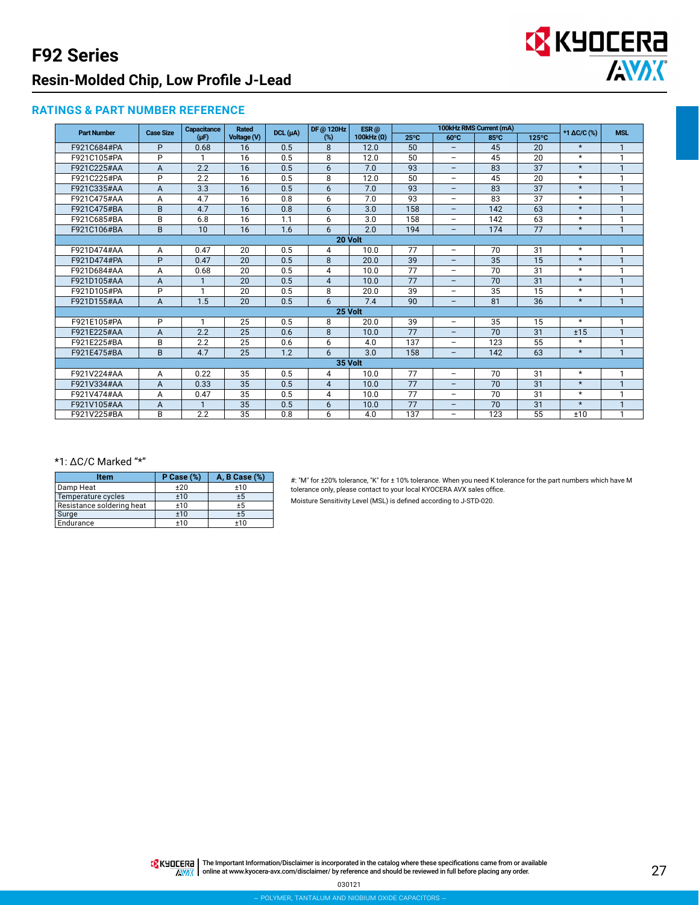# F92 Series

## Resin-Molded Chip, Low Profile J-Lead

### RATINGS & PART NUMBER REFERENCE

| Part Number | Case Size | Capacitance (µF) | Rated Voltage (V) | DCL (µA) | DF @ 120Hz (%) | ESR @ 100kHz (Ω) | 100kHz RMS Current (mA) | | | | *1 ΔC/C (%) | MSL |
|---|---|---|---|---|---|---|---|---|---|---|---|---|
| | | | | | | | 25°C | 60°C | 85°C | 125°C | | |
| F921C684#PA | P | 0.68 | 16 | 0.5 | 8 | 12.0 | 50 | – | 45 | 20 | * | 1 |
| F921C105#PA | P | 1 | 16 | 0.5 | 8 | 12.0 | 50 | – | 45 | 20 | * | 1 |
| F921C225#AA | A | 2.2 | 16 | 0.5 | 6 | 7.0 | 93 | – | 83 | 37 | * | 1 |
| F921C225#PA | P | 2.2 | 16 | 0.5 | 8 | 12.0 | 50 | – | 45 | 20 | * | 1 |
| F921C335#AA | A | 3.3 | 16 | 0.5 | 6 | 7.0 | 93 | – | 83 | 37 | * | 1 |
| F921C475#AA | A | 4.7 | 16 | 0.8 | 6 | 7.0 | 93 | – | 83 | 37 | * | 1 |
| F921C475#BA | B | 4.7 | 16 | 0.8 | 6 | 3.0 | 158 | – | 142 | 63 | * | 1 |
| F921C685#BA | B | 6.8 | 16 | 1.1 | 6 | 3.0 | 158 | – | 142 | 63 | * | 1 |
| F921C106#BA | B | 10 | 16 | 1.6 | 6 | 2.0 | 194 | – | 174 | 77 | * | 1 |
| **20 Volt** | | | | | | | | | | | | |
| F921D474#AA | A | 0.47 | 20 | 0.5 | 4 | 10.0 | 77 | – | 70 | 31 | * | 1 |
| F921D474#PA | P | 0.47 | 20 | 0.5 | 8 | 20.0 | 39 | – | 35 | 15 | * | 1 |
| F921D684#AA | A | 0.68 | 20 | 0.5 | 4 | 10.0 | 77 | – | 70 | 31 | * | 1 |
| F921D105#AA | A | 1 | 20 | 0.5 | 4 | 10.0 | 77 | – | 70 | 31 | * | 1 |
| F921D105#PA | P | 1 | 20 | 0.5 | 8 | 20.0 | 39 | – | 35 | 15 | * | 1 |
| F921D155#AA | A | 1.5 | 20 | 0.5 | 6 | 7.4 | 90 | – | 81 | 36 | * | 1 |
| **25 Volt** | | | | | | | | | | | | |
| F921E105#PA | P | 1 | 25 | 0.5 | 8 | 20.0 | 39 | – | 35 | 15 | * | 1 |
| F921E225#AA | A | 2.2 | 25 | 0.6 | 8 | 10.0 | 77 | – | 70 | 31 | ±15 | 1 |
| F921E225#BA | B | 2.2 | 25 | 0.6 | 6 | 4.0 | 137 | – | 123 | 55 | * | 1 |
| F921E475#BA | B | 4.7 | 25 | 1.2 | 6 | 3.0 | 158 | – | 142 | 63 | * | 1 |
| **35 Volt** | | | | | | | | | | | | |
| F921V224#AA | A | 0.22 | 35 | 0.5 | 4 | 10.0 | 77 | – | 70 | 31 | * | 1 |
| F921V334#AA | A | 0.33 | 35 | 0.5 | 4 | 10.0 | 77 | – | 70 | 31 | * | 1 |
| F921V474#AA | A | 0.47 | 35 | 0.5 | 4 | 10.0 | 77 | – | 70 | 31 | * | 1 |
| F921V105#AA | A | 1 | 35 | 0.5 | 6 | 10.0 | 77 | – | 70 | 31 | * | 1 |
| F921V225#BA | B | 2.2 | 35 | 0.8 | 6 | 4.0 | 137 | – | 123 | 55 | ±10 | 1 |

*1: ΔC/C Marked "*"

| Item | P Case (%) | A, B Case (%) |
|---|---|---|
| Damp Heat | ±20 | ±10 |
| Temperature cycles | ±10 | ±5 |
| Resistance soldering heat | ±10 | ±5 |
| Surge | ±10 | ±5 |
| Endurance | ±10 | ±10 |

#: "M" for ±20% tolerance, "K" for ± 10% tolerance. When you need K tolerance for the part numbers which have M tolerance only, please contact to your local KYOCERA AVX sales office.

Moisture Sensitivity Level (MSL) is defined according to J-STD-020.

The Important Information/Disclaimer is incorporated in the catalog where these specifications came from or available online at www.kyocera-avx.com/disclaimer/ by reference and should be reviewed in full before placing any order.

030121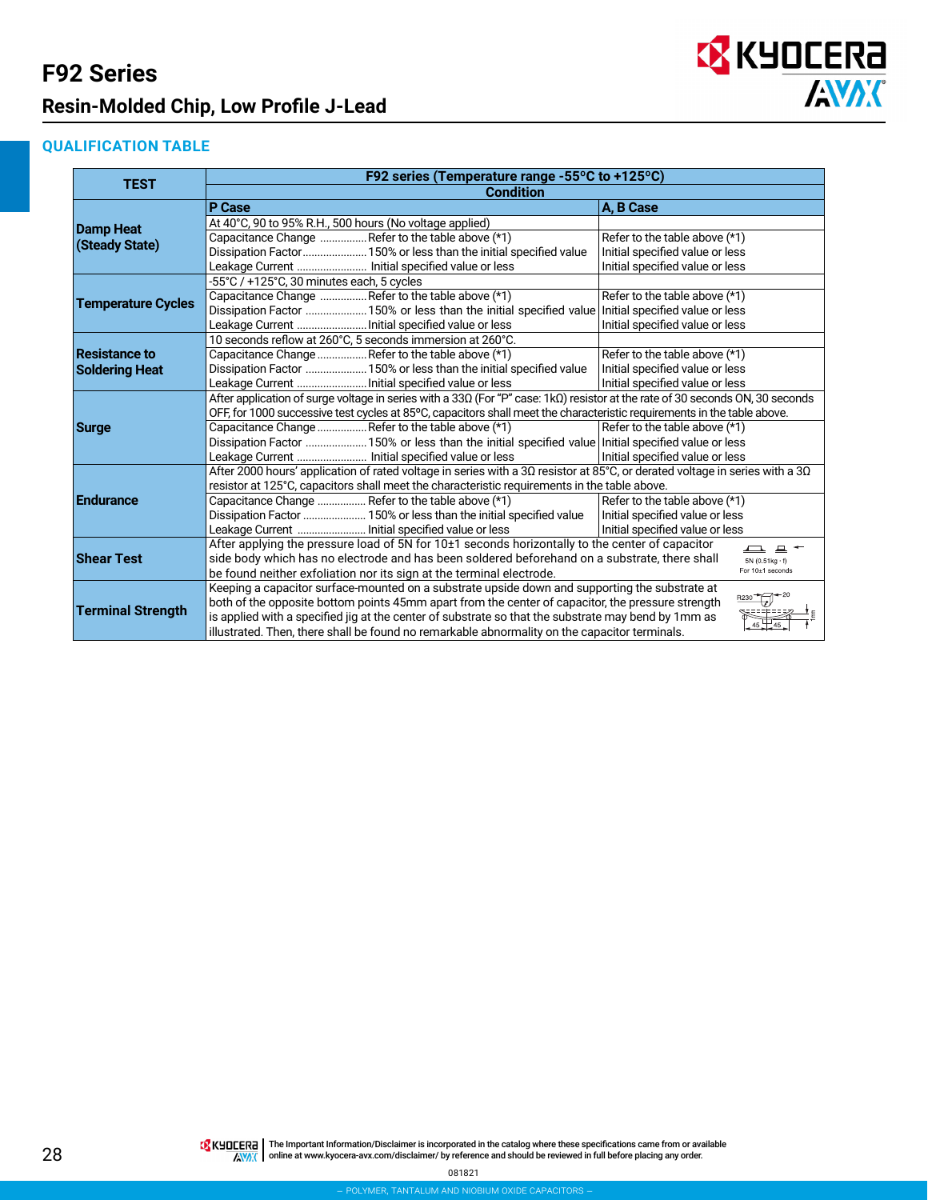# F92 Series

## Resin-Molded Chip, Low Profile J-Lead

### QUALIFICATION TABLE

| TEST | F92 series (Temperature range -55°C to +125°C) Condition | |
|---|---|---|
| | **P Case** | **A, B Case** |
| **Damp Heat (Steady State)** | At 40°C, 90 to 95% R.H., 500 hours (No voltage applied) | |
| | Capacitance Change ............... Refer to the table above (*1)<br>Dissipation Factor..................... 150% or less than the initial specified value<br>Leakage Current ....................... Initial specified value or less | Refer to the table above (*1)<br>Initial specified value or less<br>Initial specified value or less |
| **Temperature Cycles** | -55°C / +125°C, 30 minutes each, 5 cycles | |
| | Capacitance Change ............... Refer to the table above (*1)<br>Dissipation Factor ..................... 150% or less than the initial specified value<br>Leakage Current ....................... Initial specified value or less | Refer to the table above (*1)<br>Initial specified value or less<br>Initial specified value or less |
| **Resistance to Soldering Heat** | 10 seconds reflow at 260°C, 5 seconds immersion at 260°C. | |
| | Capacitance Change ................ Refer to the table above (*1)<br>Dissipation Factor ..................... 150% or less than the initial specified value<br>Leakage Current ....................... Initial specified value or less | Refer to the table above (*1)<br>Initial specified value or less<br>Initial specified value or less |
| **Surge** | After application of surge voltage in series with a 33Ω (For "P" case: 1kΩ) resistor at the rate of 30 seconds ON, 30 seconds OFF, for 1000 successive test cycles at 85°C, capacitors shall meet the characteristic requirements in the table above. | |
| | Capacitance Change ................ Refer to the table above (*1)<br>Dissipation Factor ..................... 150% or less than the initial specified value<br>Leakage Current ....................... Initial specified value or less | Refer to the table above (*1)<br>Initial specified value or less<br>Initial specified value or less |
| **Endurance** | After 2000 hours' application of rated voltage in series with a 3Ω resistor at 85°C, or derated voltage in series with a 3Ω resistor at 125°C, capacitors shall meet the characteristic requirements in the table above. | |
| | Capacitance Change ............... Refer to the table above (*1)<br>Dissipation Factor ..................... 150% or less than the initial specified value<br>Leakage Current ....................... Initial specified value or less | Refer to the table above (*1)<br>Initial specified value or less<br>Initial specified value or less |
| **Shear Test** | After applying the pressure load of 5N for 10±1 seconds horizontally to the center of capacitor side body which has no electrode and has been soldered beforehand on a substrate, there shall be found neither exfoliation nor its sign at the terminal electrode. (5N (0.51kg · f) For 10±1 seconds) | |
| **Terminal Strength** | Keeping a capacitor surface-mounted on a substrate upside down and supporting the substrate at both of the opposite bottom points 45mm apart from the center of capacitor, the pressure strength is applied with a specified jig at the center of substrate so that the substrate may bend by 1mm as illustrated. Then, there shall be found no remarkable abnormality on the capacitor terminals. (R230, 20, 45, 45, 1mm) | |

The Important Information/Disclaimer is incorporated in the catalog where these specifications came from or available online at www.kyocera-avx.com/disclaimer/ by reference and should be reviewed in full before placing any order.

081821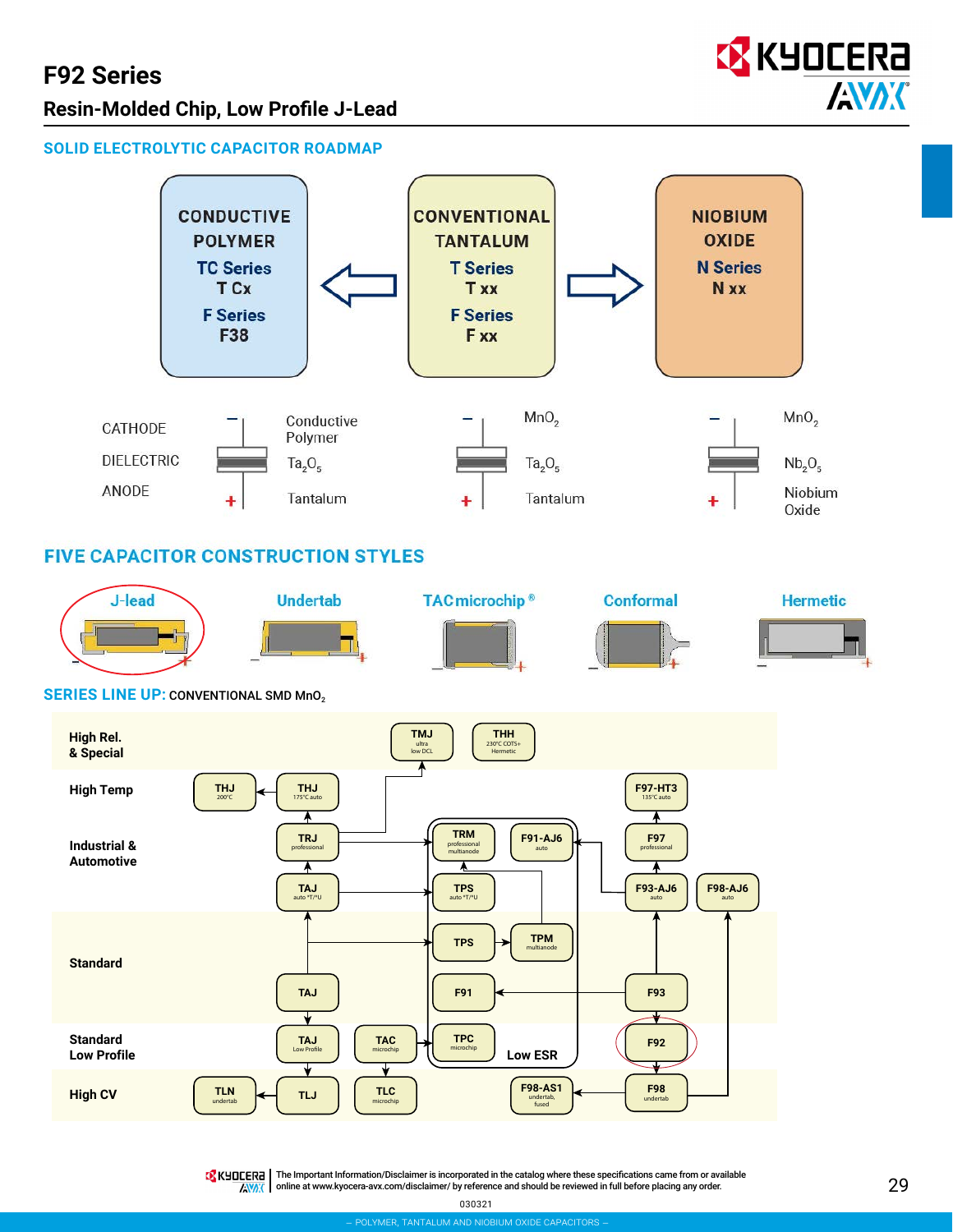# F92 Series

## Resin-Molded Chip, Low Profile J-Lead

### SOLID ELECTROLYTIC CAPACITOR ROADMAP

CONDUCTIVE POLYMER
TC Series
T Cx
F Series
F38

CONVENTIONAL TANTALUM
T Series
T xx
F Series
F xx

NIOBIUM OXIDE
N Series
N xx

CATHODE
DIELECTRIC
ANODE

Conductive Polymer
$Ta_2O_5$
Tantalum

$MnO_2$
$Ta_2O_5$
Tantalum

$MnO_2$
$Nb_2O_5$
Niobium Oxide

### FIVE CAPACITOR CONSTRUCTION STYLES

J-lead
Undertab
TACmicrochip®
Conformal
Hermetic

### SERIES LINE UP: CONVENTIONAL SMD $MnO_2$

High Rel. & Special
TMJ ultra low DCL
THH 230°C COTS+ Hermetic

High Temp
THJ 200°C
THJ 175°C auto
F97-HT3 135°C auto

Industrial & Automotive
TRJ professional
TRM professional multianode
F91-AJ6 auto
F97 professional
TAJ auto °T/°U
TPS auto °T/°U
F93-AJ6 auto
F98-AJ6 auto

Standard
TPS
TPM multianode
TAJ
F91
F93

Standard Low Profile
TAJ Low Profile
TAC microchip
TPC microchip
Low ESR
F92

High CV
TLN undertab
TLJ
TLC microchip
F98-AS1 undertab, fused
F98 undertab

The Important Information/Disclaimer is incorporated in the catalog where these specifications came from or available online at www.kyocera-avx.com/disclaimer/ by reference and should be reviewed in full before placing any order.

030321